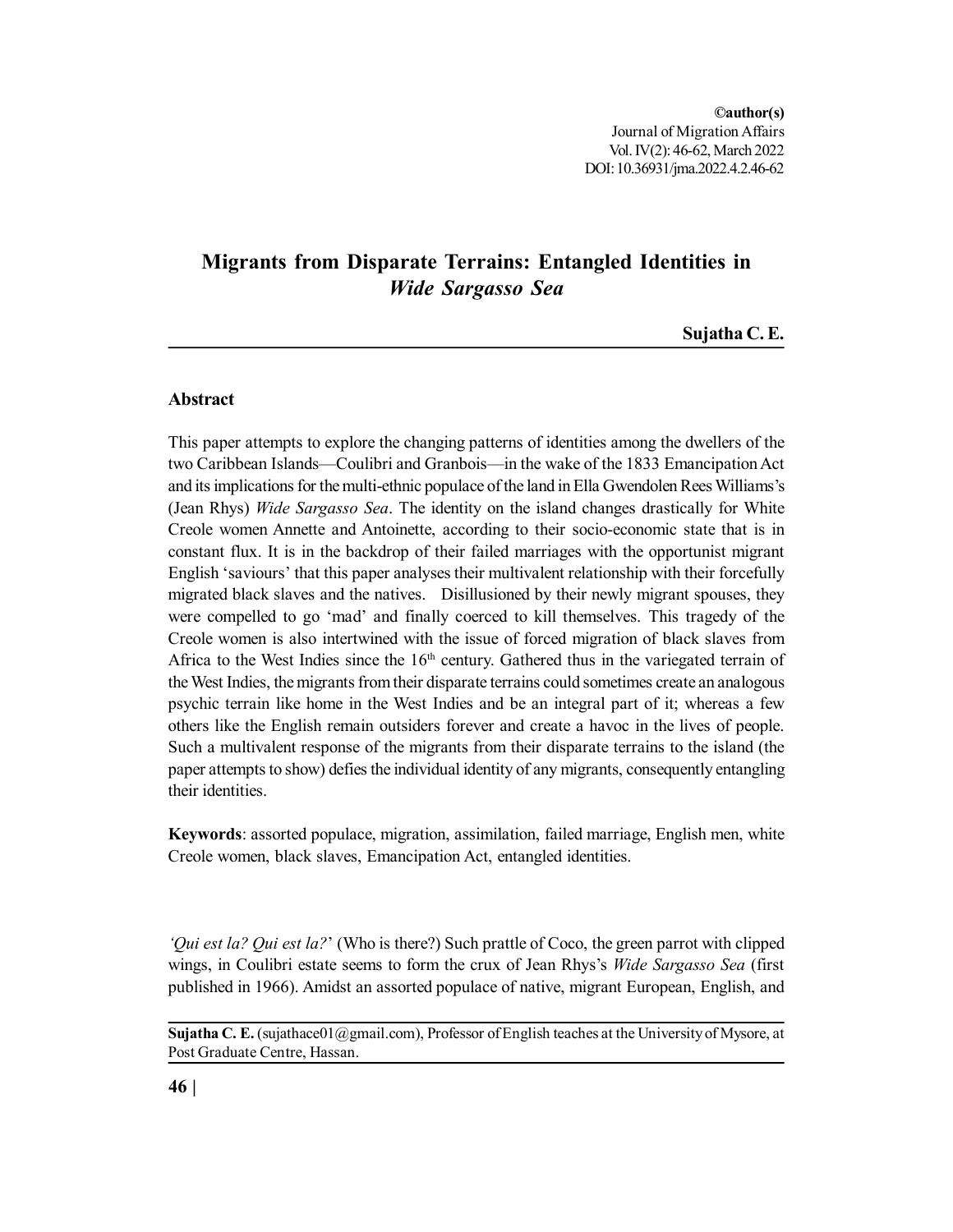**©author(s)**
Journal of Migration Affairs
Vol. IV(2): 46-62, March 2022
DOI: 10.36931/jma.2022.4.2.46-62

# Migrants from Disparate Terrains: Entangled Identities in *Wide Sargasso Sea*

**Sujatha C. E.**

## Abstract

This paper attempts to explore the changing patterns of identities among the dwellers of the two Caribbean Islands—Coulibri and Granbois—in the wake of the 1833 Emancipation Act and its implications for the multi-ethnic populace of the land in Ella Gwendolen Rees Williams's (Jean Rhys) *Wide Sargasso Sea*. The identity on the island changes drastically for White Creole women Annette and Antoinette, according to their socio-economic state that is in constant flux. It is in the backdrop of their failed marriages with the opportunist migrant English 'saviours' that this paper analyses their multivalent relationship with their forcefully migrated black slaves and the natives. Disillusioned by their newly migrant spouses, they were compelled to go 'mad' and finally coerced to kill themselves. This tragedy of the Creole women is also intertwined with the issue of forced migration of black slaves from Africa to the West Indies since the 16th century. Gathered thus in the variegated terrain of the West Indies, the migrants from their disparate terrains could sometimes create an analogous psychic terrain like home in the West Indies and be an integral part of it; whereas a few others like the English remain outsiders forever and create a havoc in the lives of people. Such a multivalent response of the migrants from their disparate terrains to the island (the paper attempts to show) defies the individual identity of any migrants, consequently entangling their identities.

**Keywords**: assorted populace, migration, assimilation, failed marriage, English men, white Creole women, black slaves, Emancipation Act, entangled identities.

*'Qui est la? Qui est la?'* (Who is there?) Such prattle of Coco, the green parrot with clipped wings, in Coulibri estate seems to form the crux of Jean Rhys's *Wide Sargasso Sea* (first published in 1966). Amidst an assorted populace of native, migrant European, English, and

---

**Sujatha C. E.** (sujathace01@gmail.com), Professor of English teaches at the University of Mysore, at Post Graduate Centre, Hassan.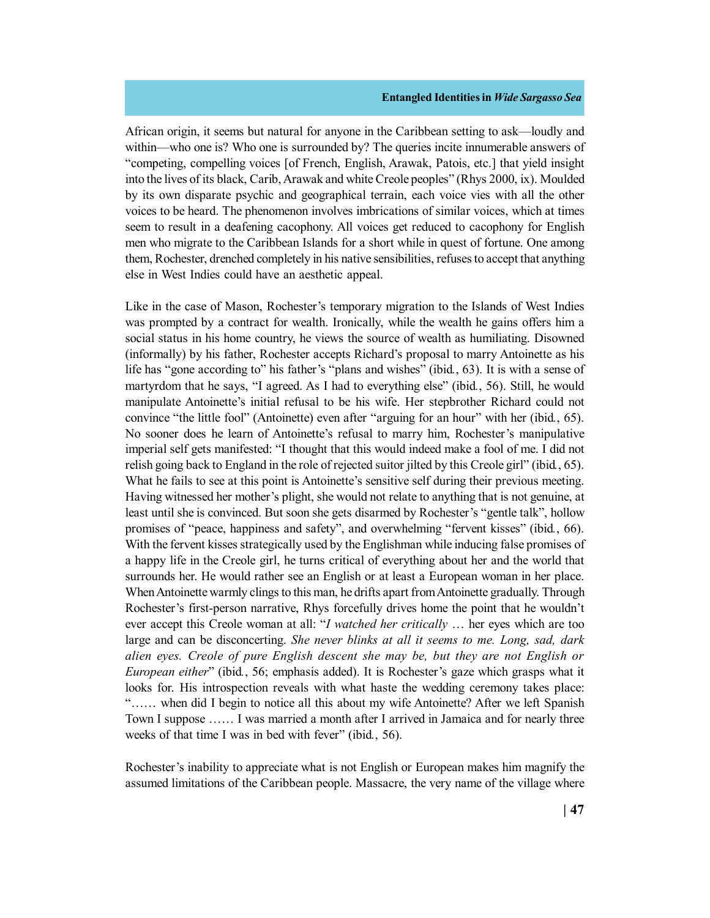African origin, it seems but natural for anyone in the Caribbean setting to ask—loudly and within—who one is? Who one is surrounded by? The queries incite innumerable answers of "competing, compelling voices [of French, English, Arawak, Patois, etc.] that yield insight into the lives of its black, Carib, Arawak and white Creole peoples" (Rhys 2000, ix). Moulded by its own disparate psychic and geographical terrain, each voice vies with all the other voices to be heard. The phenomenon involves imbrications of similar voices, which at times seem to result in a deafening cacophony. All voices get reduced to cacophony for English men who migrate to the Caribbean Islands for a short while in quest of fortune. One among them, Rochester, drenched completely in his native sensibilities, refuses to accept that anything else in West Indies could have an aesthetic appeal.

Like in the case of Mason, Rochester's temporary migration to the Islands of West Indies was prompted by a contract for wealth. Ironically, while the wealth he gains offers him a social status in his home country, he views the source of wealth as humiliating. Disowned (informally) by his father, Rochester accepts Richard's proposal to marry Antoinette as his life has "gone according to" his father's "plans and wishes" (ibid., 63). It is with a sense of martyrdom that he says, "I agreed. As I had to everything else" (ibid., 56). Still, he would manipulate Antoinette's initial refusal to be his wife. Her stepbrother Richard could not convince "the little fool" (Antoinette) even after "arguing for an hour" with her (ibid., 65). No sooner does he learn of Antoinette's refusal to marry him, Rochester's manipulative imperial self gets manifested: "I thought that this would indeed make a fool of me. I did not relish going back to England in the role of rejected suitor jilted by this Creole girl" (ibid., 65). What he fails to see at this point is Antoinette's sensitive self during their previous meeting. Having witnessed her mother's plight, she would not relate to anything that is not genuine, at least until she is convinced. But soon she gets disarmed by Rochester's "gentle talk", hollow promises of "peace, happiness and safety", and overwhelming "fervent kisses" (ibid., 66). With the fervent kisses strategically used by the Englishman while inducing false promises of a happy life in the Creole girl, he turns critical of everything about her and the world that surrounds her. He would rather see an English or at least a European woman in her place. When Antoinette warmly clings to this man, he drifts apart from Antoinette gradually. Through Rochester's first-person narrative, Rhys forcefully drives home the point that he wouldn't ever accept this Creole woman at all: "*I watched her critically* … her eyes which are too large and can be disconcerting. *She never blinks at all it seems to me. Long, sad, dark alien eyes. Creole of pure English descent she may be, but they are not English or European either*" (ibid., 56; emphasis added). It is Rochester's gaze which grasps what it looks for. His introspection reveals with what haste the wedding ceremony takes place: "…… when did I begin to notice all this about my wife Antoinette? After we left Spanish Town I suppose …… I was married a month after I arrived in Jamaica and for nearly three weeks of that time I was in bed with fever" (ibid., 56).

Rochester's inability to appreciate what is not English or European makes him magnify the assumed limitations of the Caribbean people. Massacre, the very name of the village where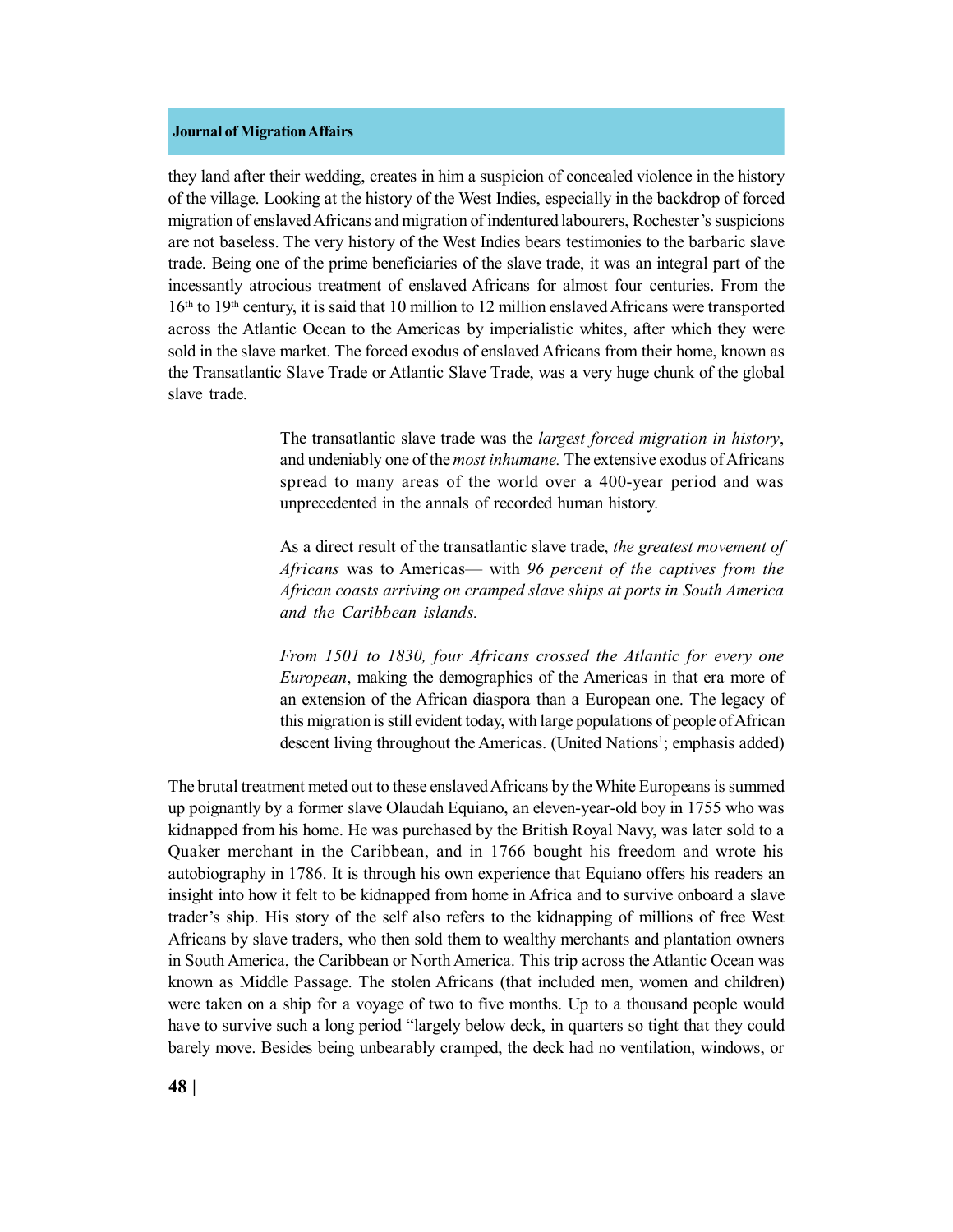they land after their wedding, creates in him a suspicion of concealed violence in the history of the village. Looking at the history of the West Indies, especially in the backdrop of forced migration of enslaved Africans and migration of indentured labourers, Rochester's suspicions are not baseless. The very history of the West Indies bears testimonies to the barbaric slave trade. Being one of the prime beneficiaries of the slave trade, it was an integral part of the incessantly atrocious treatment of enslaved Africans for almost four centuries. From the 16th to 19th century, it is said that 10 million to 12 million enslaved Africans were transported across the Atlantic Ocean to the Americas by imperialistic whites, after which they were sold in the slave market. The forced exodus of enslaved Africans from their home, known as the Transatlantic Slave Trade or Atlantic Slave Trade, was a very huge chunk of the global slave trade.

> The transatlantic slave trade was the *largest forced migration in history*, and undeniably one of the *most inhumane.* The extensive exodus of Africans spread to many areas of the world over a 400-year period and was unprecedented in the annals of recorded human history.
>
> As a direct result of the transatlantic slave trade, *the greatest movement of Africans* was to Americas— with *96 percent of the captives from the African coasts arriving on cramped slave ships at ports in South America and the Caribbean islands.*
>
> *From 1501 to 1830, four Africans crossed the Atlantic for every one European*, making the demographics of the Americas in that era more of an extension of the African diaspora than a European one. The legacy of this migration is still evident today, with large populations of people of African descent living throughout the Americas. (United Nations[1]; emphasis added)

The brutal treatment meted out to these enslaved Africans by the White Europeans is summed up poignantly by a former slave Olaudah Equiano, an eleven-year-old boy in 1755 who was kidnapped from his home. He was purchased by the British Royal Navy, was later sold to a Quaker merchant in the Caribbean, and in 1766 bought his freedom and wrote his autobiography in 1786. It is through his own experience that Equiano offers his readers an insight into how it felt to be kidnapped from home in Africa and to survive onboard a slave trader's ship. His story of the self also refers to the kidnapping of millions of free West Africans by slave traders, who then sold them to wealthy merchants and plantation owners in South America, the Caribbean or North America. This trip across the Atlantic Ocean was known as Middle Passage. The stolen Africans (that included men, women and children) were taken on a ship for a voyage of two to five months. Up to a thousand people would have to survive such a long period "largely below deck, in quarters so tight that they could barely move. Besides being unbearably cramped, the deck had no ventilation, windows, or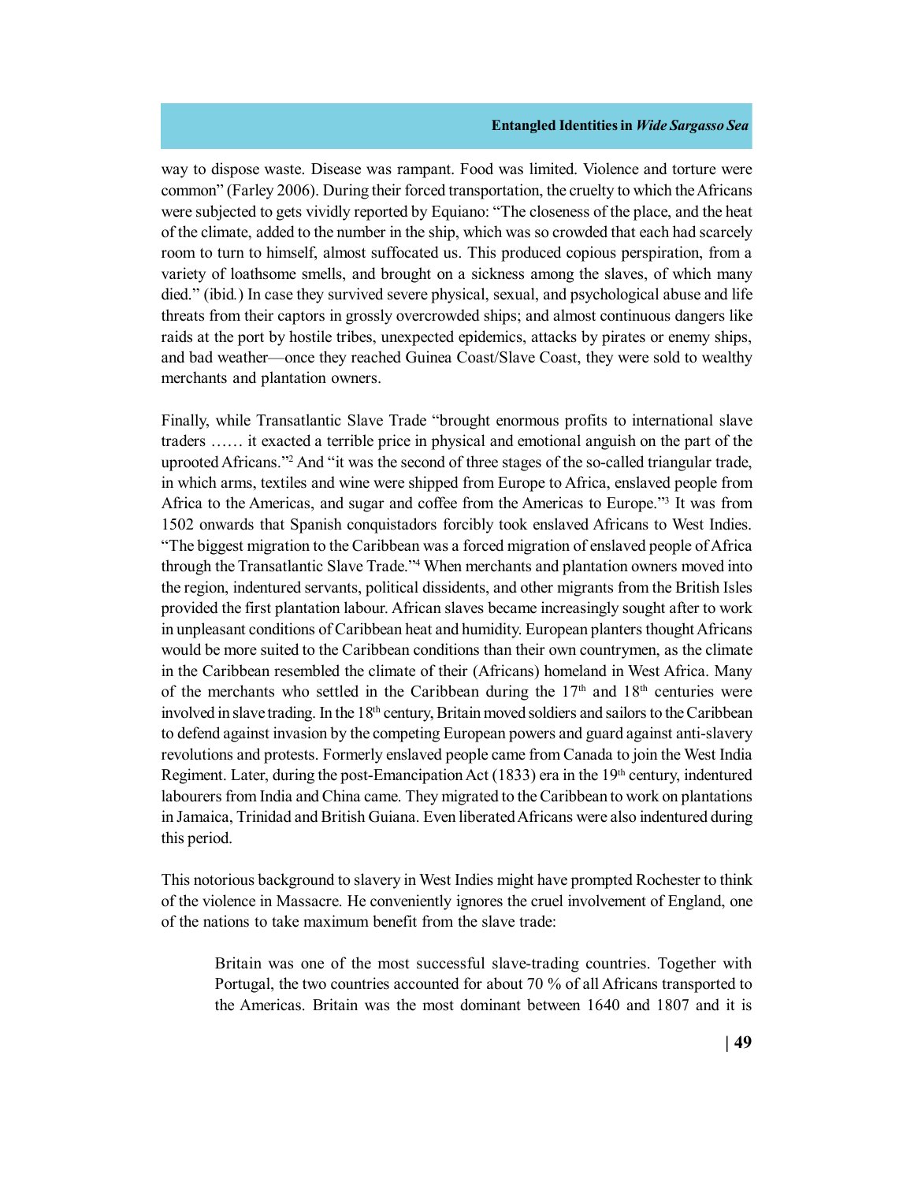way to dispose waste. Disease was rampant. Food was limited. Violence and torture were common" (Farley 2006). During their forced transportation, the cruelty to which the Africans were subjected to gets vividly reported by Equiano: "The closeness of the place, and the heat of the climate, added to the number in the ship, which was so crowded that each had scarcely room to turn to himself, almost suffocated us. This produced copious perspiration, from a variety of loathsome smells, and brought on a sickness among the slaves, of which many died." (ibid.) In case they survived severe physical, sexual, and psychological abuse and life threats from their captors in grossly overcrowded ships; and almost continuous dangers like raids at the port by hostile tribes, unexpected epidemics, attacks by pirates or enemy ships, and bad weather—once they reached Guinea Coast/Slave Coast, they were sold to wealthy merchants and plantation owners.

Finally, while Transatlantic Slave Trade "brought enormous profits to international slave traders …… it exacted a terrible price in physical and emotional anguish on the part of the uprooted Africans."[2] And "it was the second of three stages of the so-called triangular trade, in which arms, textiles and wine were shipped from Europe to Africa, enslaved people from Africa to the Americas, and sugar and coffee from the Americas to Europe."[3] It was from 1502 onwards that Spanish conquistadors forcibly took enslaved Africans to West Indies. "The biggest migration to the Caribbean was a forced migration of enslaved people of Africa through the Transatlantic Slave Trade."[4] When merchants and plantation owners moved into the region, indentured servants, political dissidents, and other migrants from the British Isles provided the first plantation labour. African slaves became increasingly sought after to work in unpleasant conditions of Caribbean heat and humidity. European planters thought Africans would be more suited to the Caribbean conditions than their own countrymen, as the climate in the Caribbean resembled the climate of their (Africans) homeland in West Africa. Many of the merchants who settled in the Caribbean during the 17th and 18th centuries were involved in slave trading. In the 18th century, Britain moved soldiers and sailors to the Caribbean to defend against invasion by the competing European powers and guard against anti-slavery revolutions and protests. Formerly enslaved people came from Canada to join the West India Regiment. Later, during the post-Emancipation Act (1833) era in the 19th century, indentured labourers from India and China came. They migrated to the Caribbean to work on plantations in Jamaica, Trinidad and British Guiana. Even liberated Africans were also indentured during this period.

This notorious background to slavery in West Indies might have prompted Rochester to think of the violence in Massacre. He conveniently ignores the cruel involvement of England, one of the nations to take maximum benefit from the slave trade:

> Britain was one of the most successful slave-trading countries. Together with Portugal, the two countries accounted for about 70 % of all Africans transported to the Americas. Britain was the most dominant between 1640 and 1807 and it is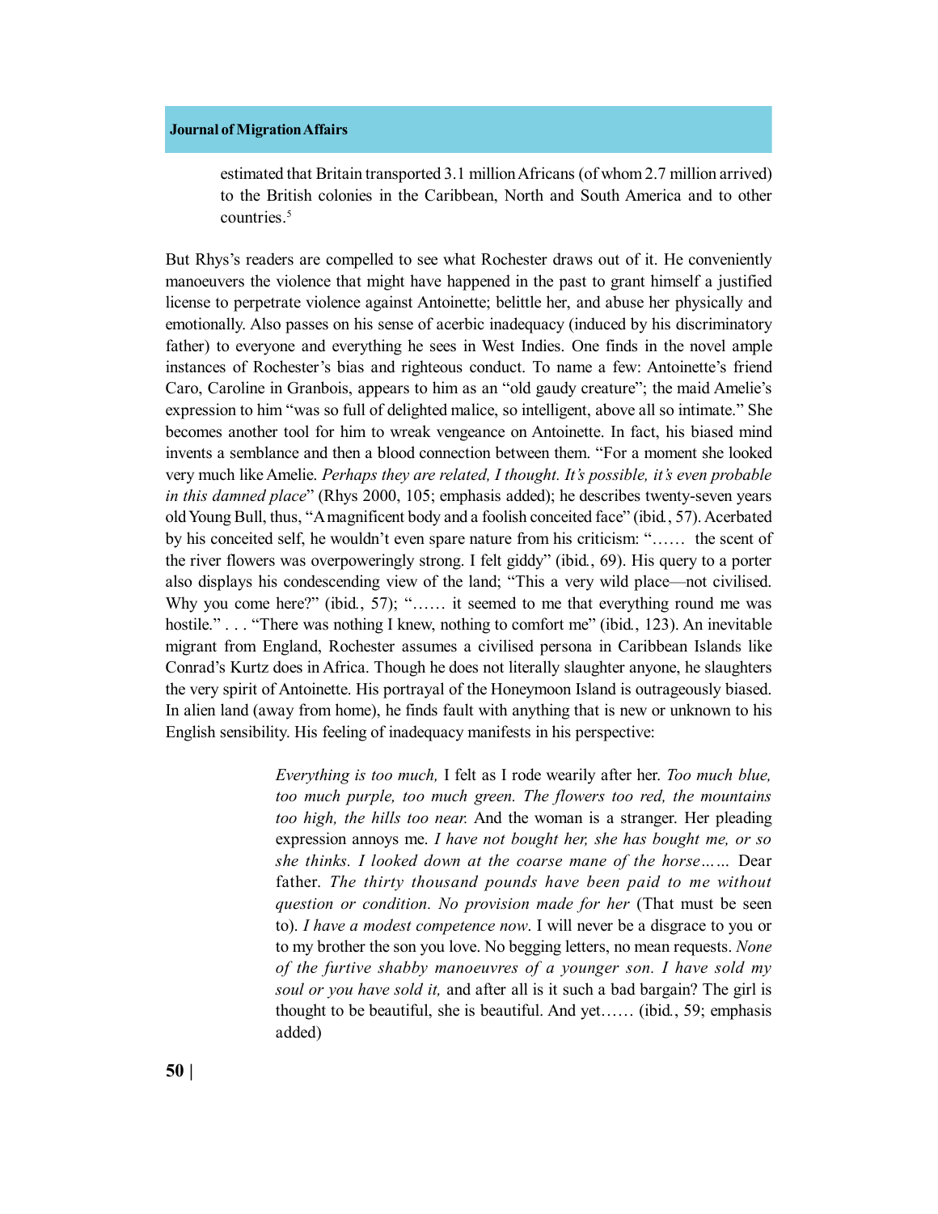> estimated that Britain transported 3.1 million Africans (of whom 2.7 million arrived) to the British colonies in the Caribbean, North and South America and to other countries.[5]

But Rhys's readers are compelled to see what Rochester draws out of it. He conveniently manoeuvers the violence that might have happened in the past to grant himself a justified license to perpetrate violence against Antoinette; belittle her, and abuse her physically and emotionally. Also passes on his sense of acerbic inadequacy (induced by his discriminatory father) to everyone and everything he sees in West Indies. One finds in the novel ample instances of Rochester's bias and righteous conduct. To name a few: Antoinette's friend Caro, Caroline in Granbois, appears to him as an "old gaudy creature"; the maid Amelie's expression to him "was so full of delighted malice, so intelligent, above all so intimate." She becomes another tool for him to wreak vengeance on Antoinette. In fact, his biased mind invents a semblance and then a blood connection between them. "For a moment she looked very much like Amelie. *Perhaps they are related, I thought. It's possible, it's even probable in this damned place*" (Rhys 2000, 105; emphasis added); he describes twenty-seven years old Young Bull, thus, "A magnificent body and a foolish conceited face" (ibid., 57). Acerbated by his conceited self, he wouldn't even spare nature from his criticism: "…… the scent of the river flowers was overpoweringly strong. I felt giddy" (ibid., 69). His query to a porter also displays his condescending view of the land; "This a very wild place—not civilised. Why you come here?" (ibid., 57); "…… it seemed to me that everything round me was hostile." . . . "There was nothing I knew, nothing to comfort me" (ibid., 123). An inevitable migrant from England, Rochester assumes a civilised persona in Caribbean Islands like Conrad's Kurtz does in Africa. Though he does not literally slaughter anyone, he slaughters the very spirit of Antoinette. His portrayal of the Honeymoon Island is outrageously biased. In alien land (away from home), he finds fault with anything that is new or unknown to his English sensibility. His feeling of inadequacy manifests in his perspective:

> *Everything is too much,* I felt as I rode wearily after her. *Too much blue, too much purple, too much green. The flowers too red, the mountains too high, the hills too near.* And the woman is a stranger. Her pleading expression annoys me. *I have not bought her, she has bought me, or so she thinks. I looked down at the coarse mane of the horse……* Dear father. *The thirty thousand pounds have been paid to me without question or condition. No provision made for her* (That must be seen to). *I have a modest competence now*. I will never be a disgrace to you or to my brother the son you love. No begging letters, no mean requests. *None of the furtive shabby manoeuvres of a younger son. I have sold my soul or you have sold it,* and after all is it such a bad bargain? The girl is thought to be beautiful, she is beautiful. And yet…… (ibid., 59; emphasis added)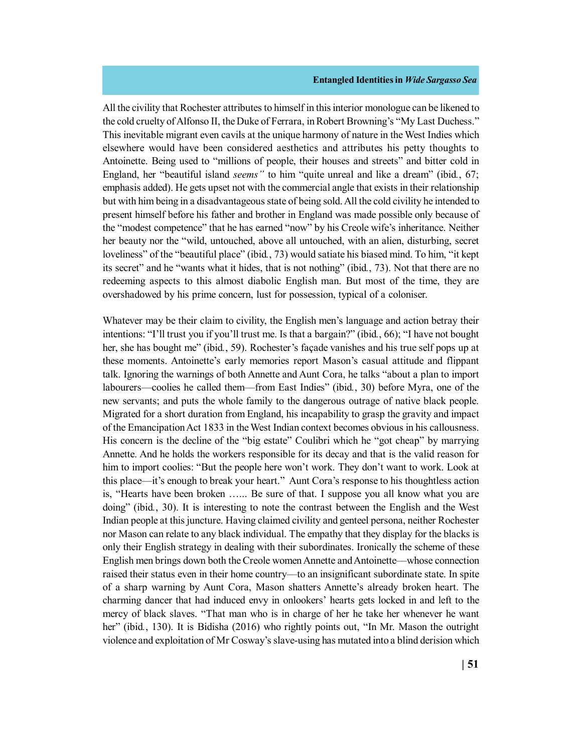All the civility that Rochester attributes to himself in this interior monologue can be likened to the cold cruelty of Alfonso II, the Duke of Ferrara, in Robert Browning's "My Last Duchess." This inevitable migrant even cavils at the unique harmony of nature in the West Indies which elsewhere would have been considered aesthetics and attributes his petty thoughts to Antoinette. Being used to "millions of people, their houses and streets" and bitter cold in England, her "beautiful island *seems"* to him "quite unreal and like a dream" (ibid., 67; emphasis added). He gets upset not with the commercial angle that exists in their relationship but with him being in a disadvantageous state of being sold. All the cold civility he intended to present himself before his father and brother in England was made possible only because of the "modest competence" that he has earned "now" by his Creole wife's inheritance. Neither her beauty nor the "wild, untouched, above all untouched, with an alien, disturbing, secret loveliness" of the "beautiful place" (ibid., 73) would satiate his biased mind. To him, "it kept its secret" and he "wants what it hides, that is not nothing" (ibid., 73). Not that there are no redeeming aspects to this almost diabolic English man. But most of the time, they are overshadowed by his prime concern, lust for possession, typical of a coloniser.

Whatever may be their claim to civility, the English men's language and action betray their intentions: "I'll trust you if you'll trust me. Is that a bargain?" (ibid., 66); "I have not bought her, she has bought me" (ibid., 59). Rochester's façade vanishes and his true self pops up at these moments. Antoinette's early memories report Mason's casual attitude and flippant talk. Ignoring the warnings of both Annette and Aunt Cora, he talks "about a plan to import labourers—coolies he called them—from East Indies" (ibid., 30) before Myra, one of the new servants; and puts the whole family to the dangerous outrage of native black people. Migrated for a short duration from England, his incapability to grasp the gravity and impact of the Emancipation Act 1833 in the West Indian context becomes obvious in his callousness. His concern is the decline of the "big estate" Coulibri which he "got cheap" by marrying Annette. And he holds the workers responsible for its decay and that is the valid reason for him to import coolies: "But the people here won't work. They don't want to work. Look at this place—it's enough to break your heart." Aunt Cora's response to his thoughtless action is, "Hearts have been broken …... Be sure of that. I suppose you all know what you are doing" (ibid., 30). It is interesting to note the contrast between the English and the West Indian people at this juncture. Having claimed civility and genteel persona, neither Rochester nor Mason can relate to any black individual. The empathy that they display for the blacks is only their English strategy in dealing with their subordinates. Ironically the scheme of these English men brings down both the Creole women Annette and Antoinette—whose connection raised their status even in their home country—to an insignificant subordinate state. In spite of a sharp warning by Aunt Cora, Mason shatters Annette's already broken heart. The charming dancer that had induced envy in onlookers' hearts gets locked in and left to the mercy of black slaves. "That man who is in charge of her he take her whenever he want her" (ibid., 130). It is Bidisha (2016) who rightly points out, "In Mr. Mason the outright violence and exploitation of Mr Cosway's slave-using has mutated into a blind derision which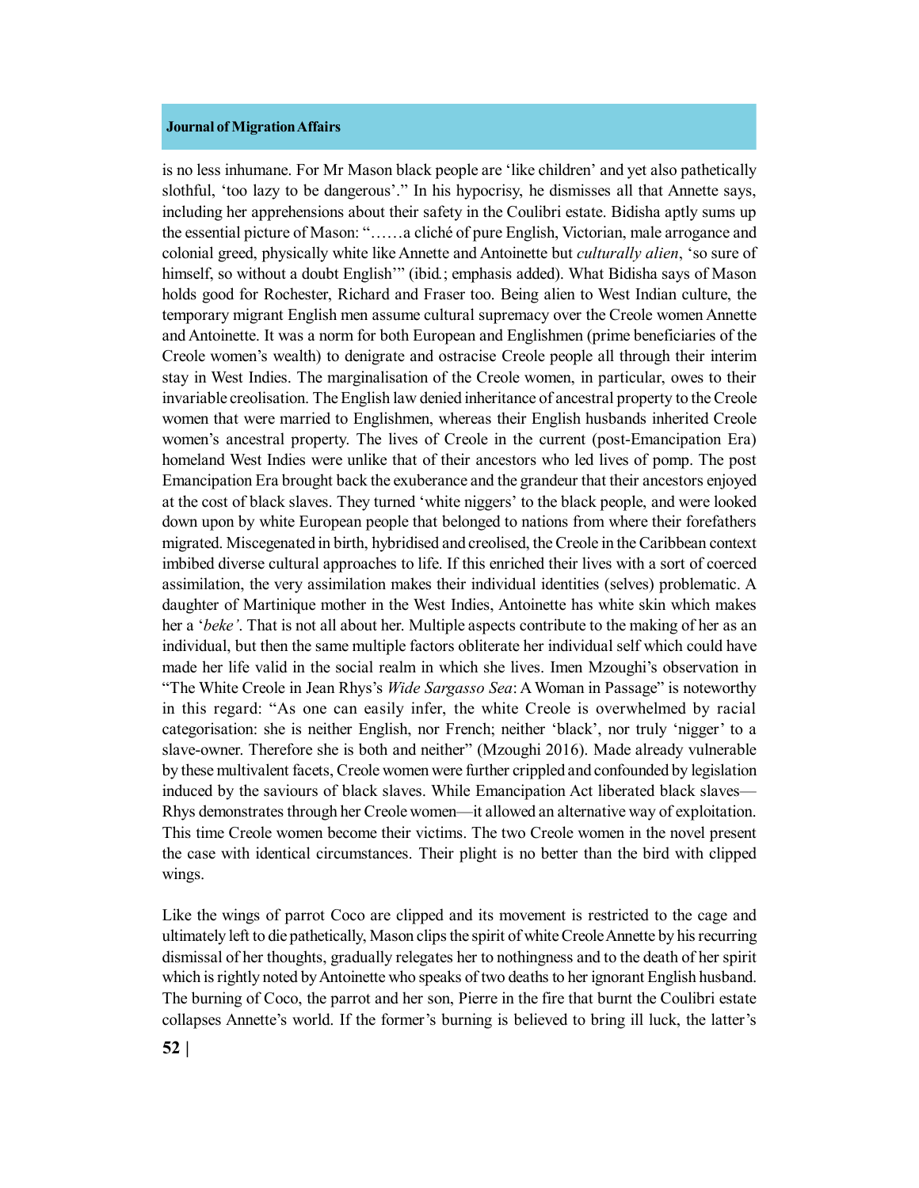is no less inhumane. For Mr Mason black people are 'like children' and yet also pathetically slothful, 'too lazy to be dangerous'." In his hypocrisy, he dismisses all that Annette says, including her apprehensions about their safety in the Coulibri estate. Bidisha aptly sums up the essential picture of Mason: "……a cliché of pure English, Victorian, male arrogance and colonial greed, physically white like Annette and Antoinette but *culturally alien*, 'so sure of himself, so without a doubt English'" (ibid.; emphasis added). What Bidisha says of Mason holds good for Rochester, Richard and Fraser too. Being alien to West Indian culture, the temporary migrant English men assume cultural supremacy over the Creole women Annette and Antoinette. It was a norm for both European and Englishmen (prime beneficiaries of the Creole women's wealth) to denigrate and ostracise Creole people all through their interim stay in West Indies. The marginalisation of the Creole women, in particular, owes to their invariable creolisation. The English law denied inheritance of ancestral property to the Creole women that were married to Englishmen, whereas their English husbands inherited Creole women's ancestral property. The lives of Creole in the current (post-Emancipation Era) homeland West Indies were unlike that of their ancestors who led lives of pomp. The post Emancipation Era brought back the exuberance and the grandeur that their ancestors enjoyed at the cost of black slaves. They turned 'white niggers' to the black people, and were looked down upon by white European people that belonged to nations from where their forefathers migrated. Miscegenated in birth, hybridised and creolised, the Creole in the Caribbean context imbibed diverse cultural approaches to life. If this enriched their lives with a sort of coerced assimilation, the very assimilation makes their individual identities (selves) problematic. A daughter of Martinique mother in the West Indies, Antoinette has white skin which makes her a '*beke'*. That is not all about her. Multiple aspects contribute to the making of her as an individual, but then the same multiple factors obliterate her individual self which could have made her life valid in the social realm in which she lives. Imen Mzoughi's observation in "The White Creole in Jean Rhys's *Wide Sargasso Sea*: A Woman in Passage" is noteworthy in this regard: "As one can easily infer, the white Creole is overwhelmed by racial categorisation: she is neither English, nor French; neither 'black', nor truly 'nigger' to a slave-owner. Therefore she is both and neither" (Mzoughi 2016). Made already vulnerable by these multivalent facets, Creole women were further crippled and confounded by legislation induced by the saviours of black slaves. While Emancipation Act liberated black slaves—Rhys demonstrates through her Creole women—it allowed an alternative way of exploitation. This time Creole women become their victims. The two Creole women in the novel present the case with identical circumstances. Their plight is no better than the bird with clipped wings.

Like the wings of parrot Coco are clipped and its movement is restricted to the cage and ultimately left to die pathetically, Mason clips the spirit of white Creole Annette by his recurring dismissal of her thoughts, gradually relegates her to nothingness and to the death of her spirit which is rightly noted by Antoinette who speaks of two deaths to her ignorant English husband. The burning of Coco, the parrot and her son, Pierre in the fire that burnt the Coulibri estate collapses Annette's world. If the former's burning is believed to bring ill luck, the latter's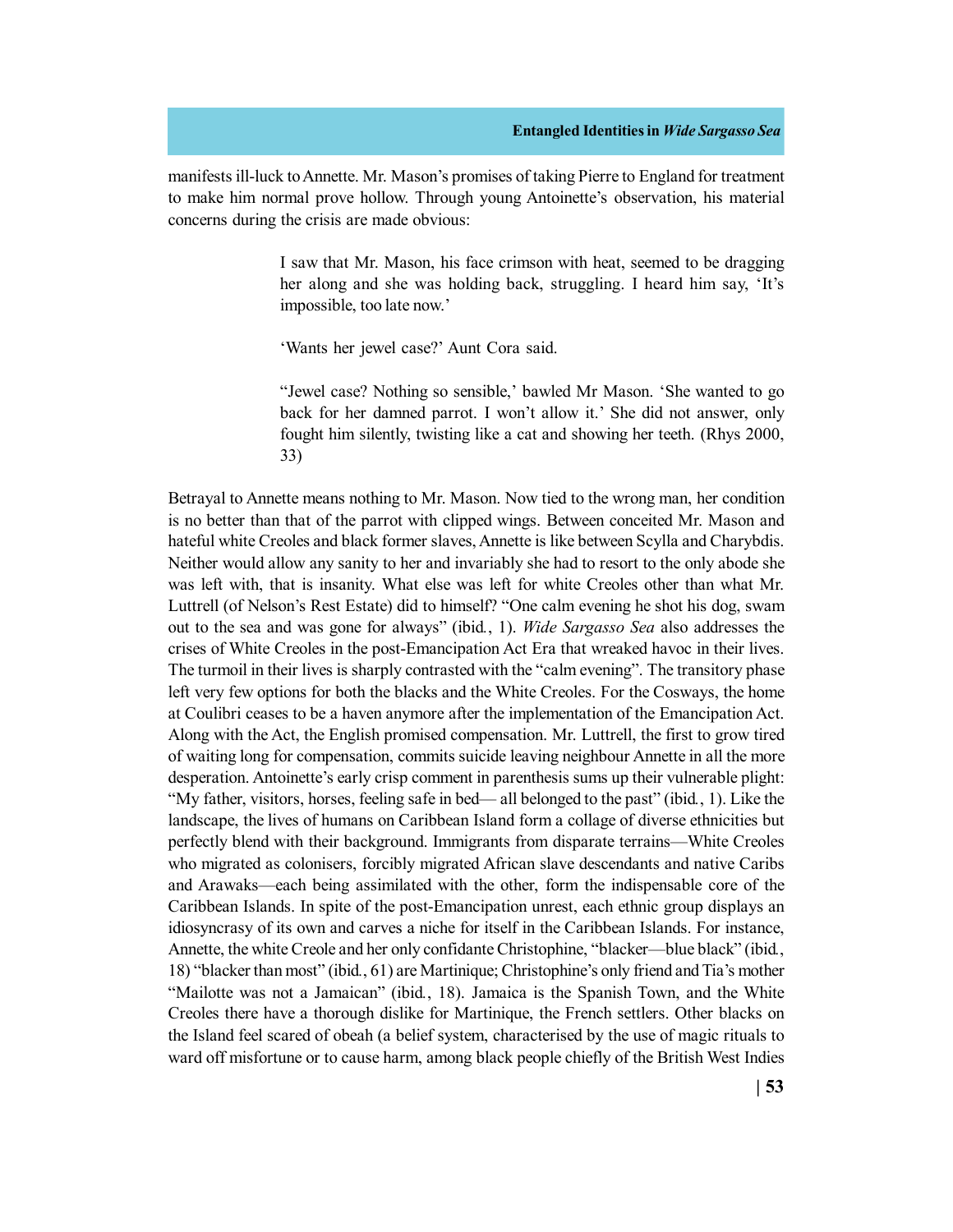manifests ill-luck to Annette. Mr. Mason's promises of taking Pierre to England for treatment to make him normal prove hollow. Through young Antoinette's observation, his material concerns during the crisis are made obvious:

> I saw that Mr. Mason, his face crimson with heat, seemed to be dragging her along and she was holding back, struggling. I heard him say, 'It's impossible, too late now.'
>
> 'Wants her jewel case?' Aunt Cora said.
>
> "Jewel case? Nothing so sensible,' bawled Mr Mason. 'She wanted to go back for her damned parrot. I won't allow it.' She did not answer, only fought him silently, twisting like a cat and showing her teeth. (Rhys 2000, 33)

Betrayal to Annette means nothing to Mr. Mason. Now tied to the wrong man, her condition is no better than that of the parrot with clipped wings. Between conceited Mr. Mason and hateful white Creoles and black former slaves, Annette is like between Scylla and Charybdis. Neither would allow any sanity to her and invariably she had to resort to the only abode she was left with, that is insanity. What else was left for white Creoles other than what Mr. Luttrell (of Nelson's Rest Estate) did to himself? "One calm evening he shot his dog, swam out to the sea and was gone for always" (ibid., 1). *Wide Sargasso Sea* also addresses the crises of White Creoles in the post-Emancipation Act Era that wreaked havoc in their lives. The turmoil in their lives is sharply contrasted with the "calm evening". The transitory phase left very few options for both the blacks and the White Creoles. For the Cosways, the home at Coulibri ceases to be a haven anymore after the implementation of the Emancipation Act. Along with the Act, the English promised compensation. Mr. Luttrell, the first to grow tired of waiting long for compensation, commits suicide leaving neighbour Annette in all the more desperation. Antoinette's early crisp comment in parenthesis sums up their vulnerable plight: "My father, visitors, horses, feeling safe in bed— all belonged to the past" (ibid., 1). Like the landscape, the lives of humans on Caribbean Island form a collage of diverse ethnicities but perfectly blend with their background. Immigrants from disparate terrains—White Creoles who migrated as colonisers, forcibly migrated African slave descendants and native Caribs and Arawaks—each being assimilated with the other, form the indispensable core of the Caribbean Islands. In spite of the post-Emancipation unrest, each ethnic group displays an idiosyncrasy of its own and carves a niche for itself in the Caribbean Islands. For instance, Annette, the white Creole and her only confidante Christophine, "blacker—blue black" (ibid., 18) "blacker than most" (ibid., 61) are Martinique; Christophine's only friend and Tia's mother "Mailotte was not a Jamaican" (ibid., 18). Jamaica is the Spanish Town, and the White Creoles there have a thorough dislike for Martinique, the French settlers. Other blacks on the Island feel scared of obeah (a belief system, characterised by the use of magic rituals to ward off misfortune or to cause harm, among black people chiefly of the British West Indies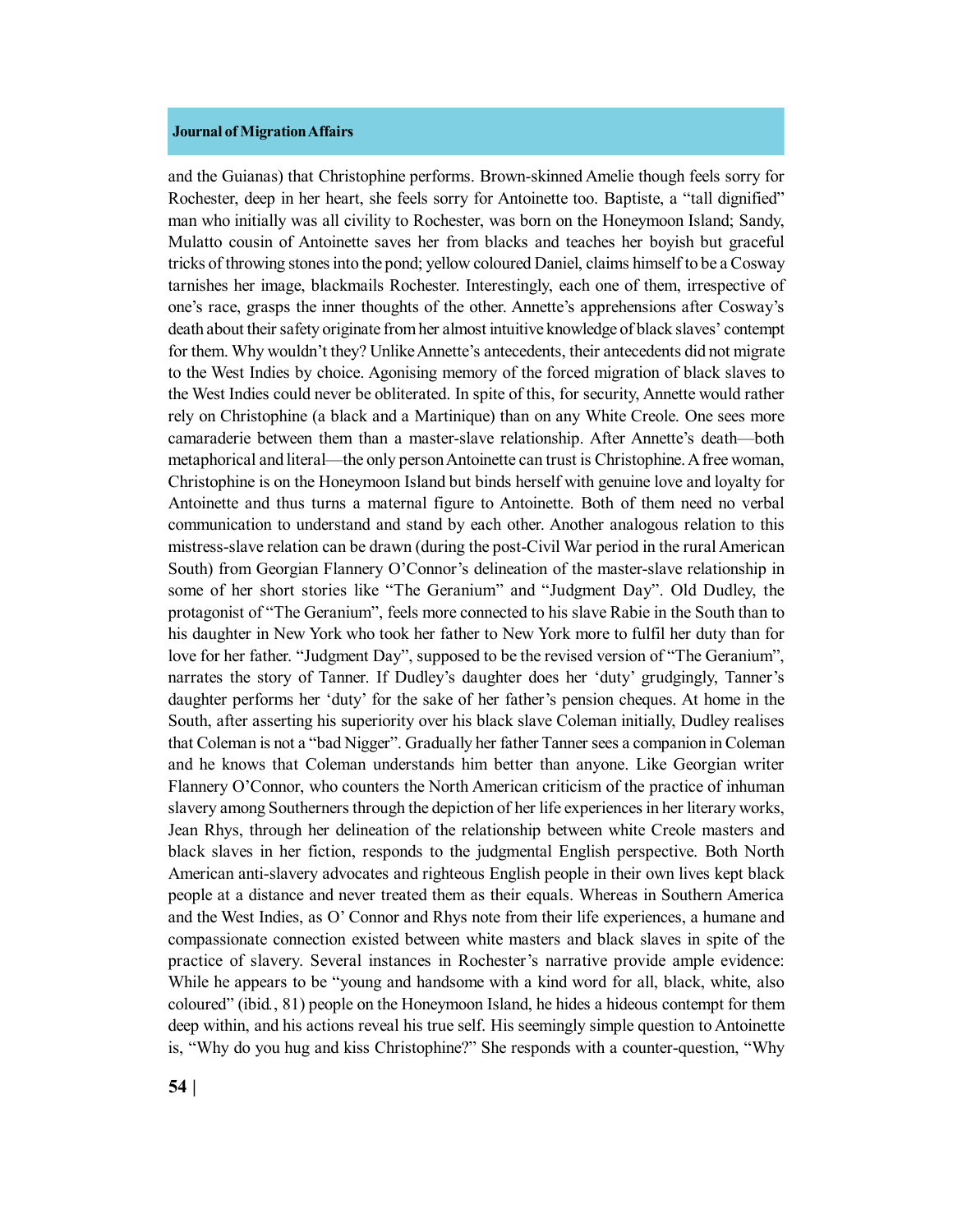and the Guianas) that Christophine performs. Brown-skinned Amelie though feels sorry for Rochester, deep in her heart, she feels sorry for Antoinette too. Baptiste, a "tall dignified" man who initially was all civility to Rochester, was born on the Honeymoon Island; Sandy, Mulatto cousin of Antoinette saves her from blacks and teaches her boyish but graceful tricks of throwing stones into the pond; yellow coloured Daniel, claims himself to be a Cosway tarnishes her image, blackmails Rochester. Interestingly, each one of them, irrespective of one's race, grasps the inner thoughts of the other. Annette's apprehensions after Cosway's death about their safety originate from her almost intuitive knowledge of black slaves' contempt for them. Why wouldn't they? Unlike Annette's antecedents, their antecedents did not migrate to the West Indies by choice. Agonising memory of the forced migration of black slaves to the West Indies could never be obliterated. In spite of this, for security, Annette would rather rely on Christophine (a black and a Martinique) than on any White Creole. One sees more camaraderie between them than a master-slave relationship. After Annette's death—both metaphorical and literal—the only person Antoinette can trust is Christophine. A free woman, Christophine is on the Honeymoon Island but binds herself with genuine love and loyalty for Antoinette and thus turns a maternal figure to Antoinette. Both of them need no verbal communication to understand and stand by each other. Another analogous relation to this mistress-slave relation can be drawn (during the post-Civil War period in the rural American South) from Georgian Flannery O'Connor's delineation of the master-slave relationship in some of her short stories like "The Geranium" and "Judgment Day". Old Dudley, the protagonist of "The Geranium", feels more connected to his slave Rabie in the South than to his daughter in New York who took her father to New York more to fulfil her duty than for love for her father. "Judgment Day", supposed to be the revised version of "The Geranium", narrates the story of Tanner. If Dudley's daughter does her 'duty' grudgingly, Tanner's daughter performs her 'duty' for the sake of her father's pension cheques. At home in the South, after asserting his superiority over his black slave Coleman initially, Dudley realises that Coleman is not a "bad Nigger". Gradually her father Tanner sees a companion in Coleman and he knows that Coleman understands him better than anyone. Like Georgian writer Flannery O'Connor, who counters the North American criticism of the practice of inhuman slavery among Southerners through the depiction of her life experiences in her literary works, Jean Rhys, through her delineation of the relationship between white Creole masters and black slaves in her fiction, responds to the judgmental English perspective. Both North American anti-slavery advocates and righteous English people in their own lives kept black people at a distance and never treated them as their equals. Whereas in Southern America and the West Indies, as O' Connor and Rhys note from their life experiences, a humane and compassionate connection existed between white masters and black slaves in spite of the practice of slavery. Several instances in Rochester's narrative provide ample evidence: While he appears to be "young and handsome with a kind word for all, black, white, also coloured" (ibid., 81) people on the Honeymoon Island, he hides a hideous contempt for them deep within, and his actions reveal his true self. His seemingly simple question to Antoinette is, "Why do you hug and kiss Christophine?" She responds with a counter-question, "Why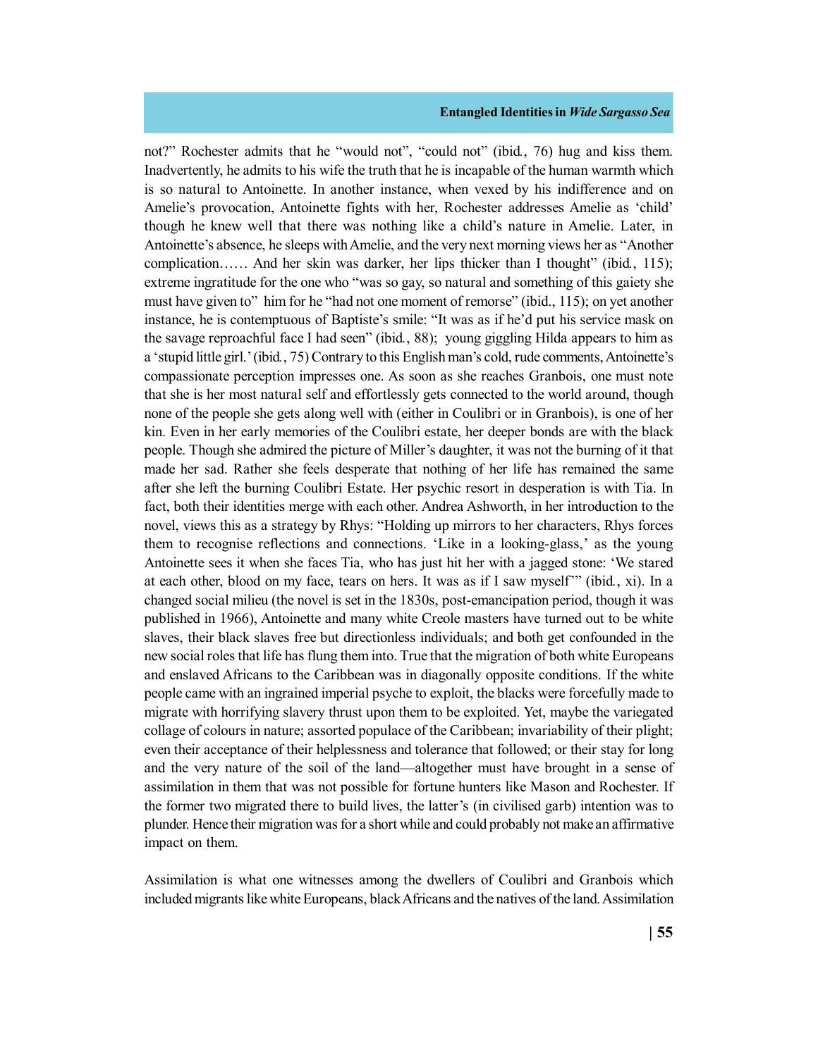not?" Rochester admits that he "would not", "could not" (ibid., 76) hug and kiss them. Inadvertently, he admits to his wife the truth that he is incapable of the human warmth which is so natural to Antoinette. In another instance, when vexed by his indifference and on Amelie's provocation, Antoinette fights with her, Rochester addresses Amelie as 'child' though he knew well that there was nothing like a child's nature in Amelie. Later, in Antoinette's absence, he sleeps with Amelie, and the very next morning views her as "Another complication…… And her skin was darker, her lips thicker than I thought" (ibid., 115); extreme ingratitude for the one who "was so gay, so natural and something of this gaiety she must have given to" him for he "had not one moment of remorse" (ibid., 115); on yet another instance, he is contemptuous of Baptiste's smile: "It was as if he'd put his service mask on the savage reproachful face I had seen" (ibid., 88); young giggling Hilda appears to him as a 'stupid little girl.' (ibid., 75) Contrary to this English man's cold, rude comments, Antoinette's compassionate perception impresses one. As soon as she reaches Granbois, one must note that she is her most natural self and effortlessly gets connected to the world around, though none of the people she gets along well with (either in Coulibri or in Granbois), is one of her kin. Even in her early memories of the Coulibri estate, her deeper bonds are with the black people. Though she admired the picture of Miller's daughter, it was not the burning of it that made her sad. Rather she feels desperate that nothing of her life has remained the same after she left the burning Coulibri Estate. Her psychic resort in desperation is with Tia. In fact, both their identities merge with each other. Andrea Ashworth, in her introduction to the novel, views this as a strategy by Rhys: "Holding up mirrors to her characters, Rhys forces them to recognise reflections and connections. 'Like in a looking-glass,' as the young Antoinette sees it when she faces Tia, who has just hit her with a jagged stone: 'We stared at each other, blood on my face, tears on hers. It was as if I saw myself'" (ibid., xi). In a changed social milieu (the novel is set in the 1830s, post-emancipation period, though it was published in 1966), Antoinette and many white Creole masters have turned out to be white slaves, their black slaves free but directionless individuals; and both get confounded in the new social roles that life has flung them into. True that the migration of both white Europeans and enslaved Africans to the Caribbean was in diagonally opposite conditions. If the white people came with an ingrained imperial psyche to exploit, the blacks were forcefully made to migrate with horrifying slavery thrust upon them to be exploited. Yet, maybe the variegated collage of colours in nature; assorted populace of the Caribbean; invariability of their plight; even their acceptance of their helplessness and tolerance that followed; or their stay for long and the very nature of the soil of the land—altogether must have brought in a sense of assimilation in them that was not possible for fortune hunters like Mason and Rochester. If the former two migrated there to build lives, the latter's (in civilised garb) intention was to plunder. Hence their migration was for a short while and could probably not make an affirmative impact on them.

Assimilation is what one witnesses among the dwellers of Coulibri and Granbois which included migrants like white Europeans, black Africans and the natives of the land. Assimilation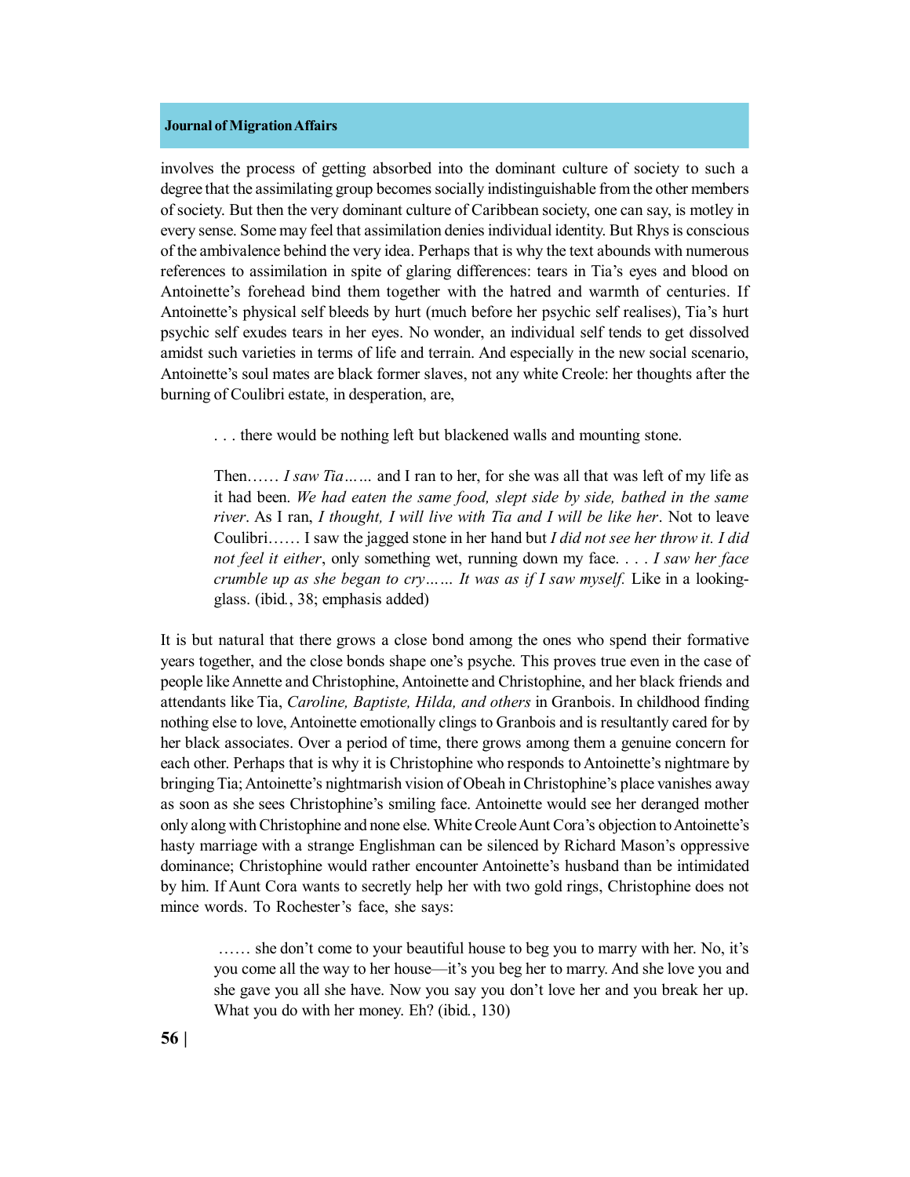involves the process of getting absorbed into the dominant culture of society to such a degree that the assimilating group becomes socially indistinguishable from the other members of society. But then the very dominant culture of Caribbean society, one can say, is motley in every sense. Some may feel that assimilation denies individual identity. But Rhys is conscious of the ambivalence behind the very idea. Perhaps that is why the text abounds with numerous references to assimilation in spite of glaring differences: tears in Tia's eyes and blood on Antoinette's forehead bind them together with the hatred and warmth of centuries. If Antoinette's physical self bleeds by hurt (much before her psychic self realises), Tia's hurt psychic self exudes tears in her eyes. No wonder, an individual self tends to get dissolved amidst such varieties in terms of life and terrain. And especially in the new social scenario, Antoinette's soul mates are black former slaves, not any white Creole: her thoughts after the burning of Coulibri estate, in desperation, are,

> . . . there would be nothing left but blackened walls and mounting stone.
>
> Then…… *I saw Tia……* and I ran to her, for she was all that was left of my life as it had been. *We had eaten the same food, slept side by side, bathed in the same river*. As I ran, *I thought, I will live with Tia and I will be like her*. Not to leave Coulibri…… I saw the jagged stone in her hand but *I did not see her throw it. I did not feel it either*, only something wet, running down my face. . . . *I saw her face crumble up as she began to cry…… It was as if I saw myself.* Like in a looking-glass. (ibid., 38; emphasis added)

It is but natural that there grows a close bond among the ones who spend their formative years together, and the close bonds shape one's psyche. This proves true even in the case of people like Annette and Christophine, Antoinette and Christophine, and her black friends and attendants like Tia, *Caroline, Baptiste, Hilda, and others* in Granbois. In childhood finding nothing else to love, Antoinette emotionally clings to Granbois and is resultantly cared for by her black associates. Over a period of time, there grows among them a genuine concern for each other. Perhaps that is why it is Christophine who responds to Antoinette's nightmare by bringing Tia; Antoinette's nightmarish vision of Obeah in Christophine's place vanishes away as soon as she sees Christophine's smiling face. Antoinette would see her deranged mother only along with Christophine and none else. White Creole Aunt Cora's objection to Antoinette's hasty marriage with a strange Englishman can be silenced by Richard Mason's oppressive dominance; Christophine would rather encounter Antoinette's husband than be intimidated by him. If Aunt Cora wants to secretly help her with two gold rings, Christophine does not mince words. To Rochester's face, she says:

> …… she don't come to your beautiful house to beg you to marry with her. No, it's you come all the way to her house—it's you beg her to marry. And she love you and she gave you all she have. Now you say you don't love her and you break her up. What you do with her money. Eh? (ibid., 130)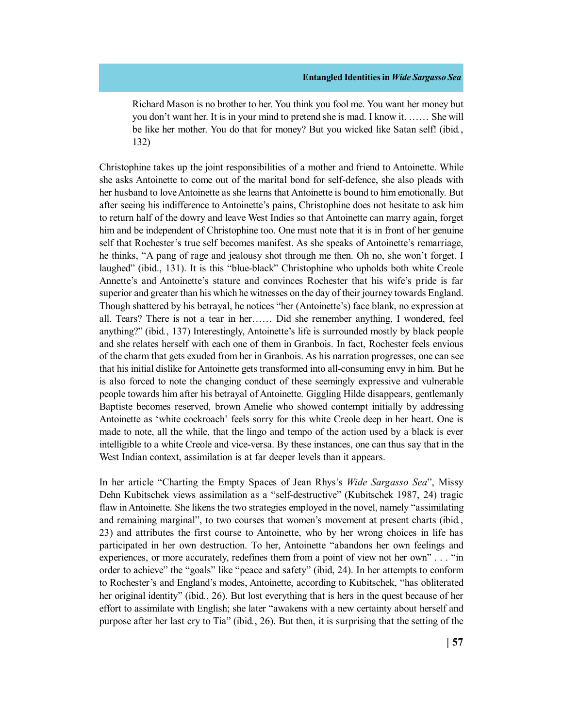> Richard Mason is no brother to her. You think you fool me. You want her money but you don't want her. It is in your mind to pretend she is mad. I know it. …… She will be like her mother. You do that for money? But you wicked like Satan self! (ibid., 132)

Christophine takes up the joint responsibilities of a mother and friend to Antoinette. While she asks Antoinette to come out of the marital bond for self-defence, she also pleads with her husband to love Antoinette as she learns that Antoinette is bound to him emotionally. But after seeing his indifference to Antoinette's pains, Christophine does not hesitate to ask him to return half of the dowry and leave West Indies so that Antoinette can marry again, forget him and be independent of Christophine too. One must note that it is in front of her genuine self that Rochester's true self becomes manifest. As she speaks of Antoinette's remarriage, he thinks, "A pang of rage and jealousy shot through me then. Oh no, she won't forget. I laughed" (ibid., 131). It is this "blue-black" Christophine who upholds both white Creole Annette's and Antoinette's stature and convinces Rochester that his wife's pride is far superior and greater than his which he witnesses on the day of their journey towards England. Though shattered by his betrayal, he notices "her (Antoinette's) face blank, no expression at all. Tears? There is not a tear in her…… Did she remember anything, I wondered, feel anything?" (ibid., 137) Interestingly, Antoinette's life is surrounded mostly by black people and she relates herself with each one of them in Granbois. In fact, Rochester feels envious of the charm that gets exuded from her in Granbois. As his narration progresses, one can see that his initial dislike for Antoinette gets transformed into all-consuming envy in him. But he is also forced to note the changing conduct of these seemingly expressive and vulnerable people towards him after his betrayal of Antoinette. Giggling Hilde disappears, gentlemanly Baptiste becomes reserved, brown Amelie who showed contempt initially by addressing Antoinette as 'white cockroach' feels sorry for this white Creole deep in her heart. One is made to note, all the while, that the lingo and tempo of the action used by a black is ever intelligible to a white Creole and vice-versa. By these instances, one can thus say that in the West Indian context, assimilation is at far deeper levels than it appears.

In her article "Charting the Empty Spaces of Jean Rhys's *Wide Sargasso Sea*", Missy Dehn Kubitschek views assimilation as a "self-destructive" (Kubitschek 1987, 24) tragic flaw in Antoinette. She likens the two strategies employed in the novel, namely "assimilating and remaining marginal", to two courses that women's movement at present charts (ibid., 23) and attributes the first course to Antoinette, who by her wrong choices in life has participated in her own destruction. To her, Antoinette "abandons her own feelings and experiences, or more accurately, redefines them from a point of view not her own" . . . "in order to achieve" the "goals" like "peace and safety" (ibid, 24). In her attempts to conform to Rochester's and England's modes, Antoinette, according to Kubitschek, "has obliterated her original identity" (ibid., 26). But lost everything that is hers in the quest because of her effort to assimilate with English; she later "awakens with a new certainty about herself and purpose after her last cry to Tia" (ibid., 26). But then, it is surprising that the setting of the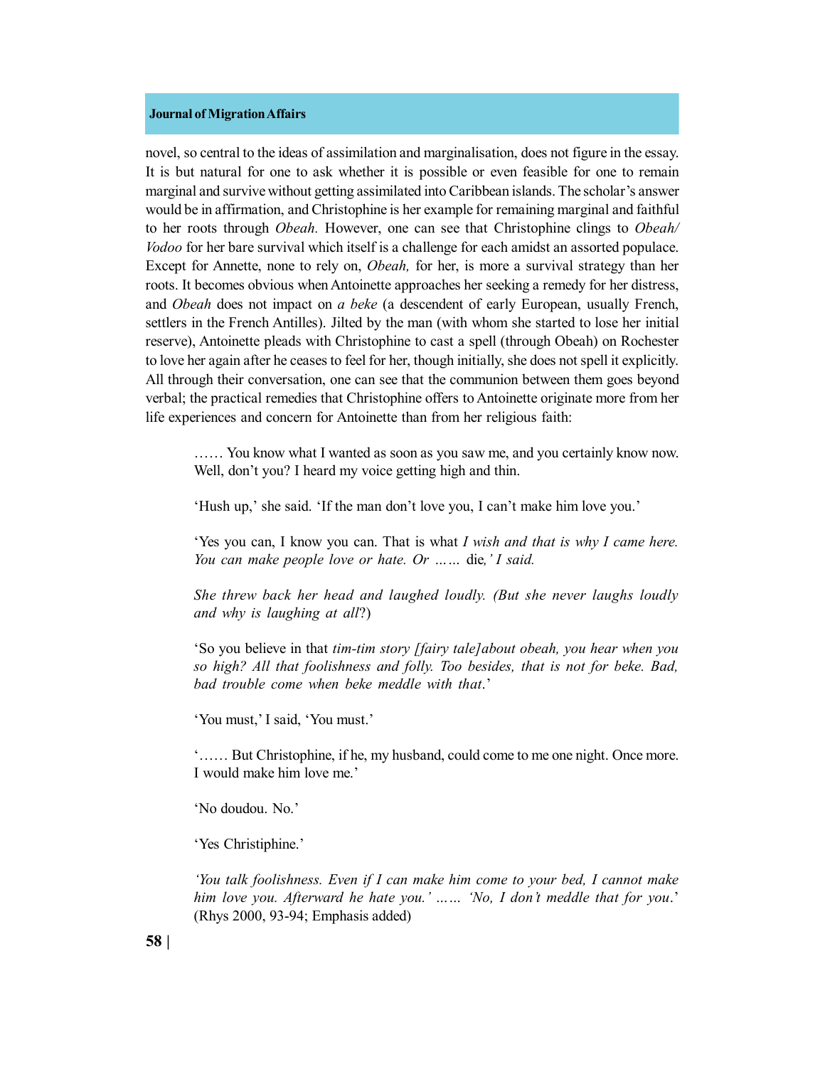novel, so central to the ideas of assimilation and marginalisation, does not figure in the essay. It is but natural for one to ask whether it is possible or even feasible for one to remain marginal and survive without getting assimilated into Caribbean islands. The scholar's answer would be in affirmation, and Christophine is her example for remaining marginal and faithful to her roots through *Obeah.* However, one can see that Christophine clings to *Obeah/ Vodoo* for her bare survival which itself is a challenge for each amidst an assorted populace. Except for Annette, none to rely on, *Obeah,* for her, is more a survival strategy than her roots. It becomes obvious when Antoinette approaches her seeking a remedy for her distress, and *Obeah* does not impact on *a beke* (a descendent of early European, usually French, settlers in the French Antilles). Jilted by the man (with whom she started to lose her initial reserve), Antoinette pleads with Christophine to cast a spell (through Obeah) on Rochester to love her again after he ceases to feel for her, though initially, she does not spell it explicitly. All through their conversation, one can see that the communion between them goes beyond verbal; the practical remedies that Christophine offers to Antoinette originate more from her life experiences and concern for Antoinette than from her religious faith:

> …… You know what I wanted as soon as you saw me, and you certainly know now. Well, don't you? I heard my voice getting high and thin.
>
> 'Hush up,' she said. 'If the man don't love you, I can't make him love you.'
>
> 'Yes you can, I know you can. That is what *I wish and that is why I came here. You can make people love or hate. Or ……* die*,' I said.*
>
> *She threw back her head and laughed loudly. (But she never laughs loudly and why is laughing at all*?)
>
> 'So you believe in that *tim-tim story [fairy tale]about obeah, you hear when you so high? All that foolishness and folly. Too besides, that is not for beke. Bad, bad trouble come when beke meddle with that*.'
>
> 'You must,' I said, 'You must.'
>
> '…… But Christophine, if he, my husband, could come to me one night. Once more. I would make him love me.'
>
> 'No doudou. No.'
>
> 'Yes Christiphine.'
>
> *'You talk foolishness. Even if I can make him come to your bed, I cannot make him love you. Afterward he hate you.' …… 'No, I don't meddle that for you*.' (Rhys 2000, 93-94; Emphasis added)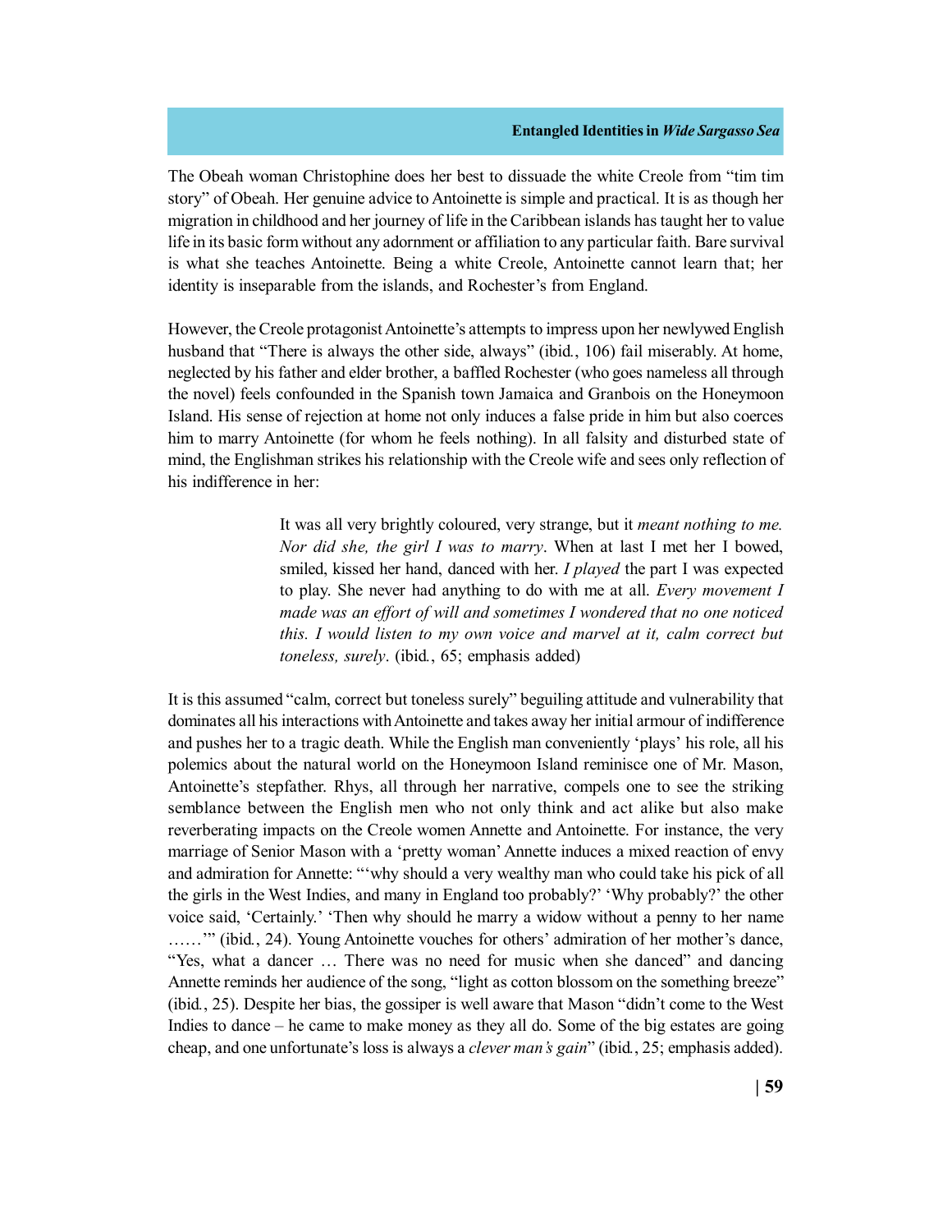The Obeah woman Christophine does her best to dissuade the white Creole from "tim tim story" of Obeah. Her genuine advice to Antoinette is simple and practical. It is as though her migration in childhood and her journey of life in the Caribbean islands has taught her to value life in its basic form without any adornment or affiliation to any particular faith. Bare survival is what she teaches Antoinette. Being a white Creole, Antoinette cannot learn that; her identity is inseparable from the islands, and Rochester's from England.

However, the Creole protagonist Antoinette's attempts to impress upon her newlywed English husband that "There is always the other side, always" (ibid., 106) fail miserably. At home, neglected by his father and elder brother, a baffled Rochester (who goes nameless all through the novel) feels confounded in the Spanish town Jamaica and Granbois on the Honeymoon Island. His sense of rejection at home not only induces a false pride in him but also coerces him to marry Antoinette (for whom he feels nothing). In all falsity and disturbed state of mind, the Englishman strikes his relationship with the Creole wife and sees only reflection of his indifference in her:

> It was all very brightly coloured, very strange, but it *meant nothing to me. Nor did she, the girl I was to marry*. When at last I met her I bowed, smiled, kissed her hand, danced with her. *I played* the part I was expected to play. She never had anything to do with me at all. *Every movement I made was an effort of will and sometimes I wondered that no one noticed this. I would listen to my own voice and marvel at it, calm correct but toneless, surely*. (ibid., 65; emphasis added)

It is this assumed "calm, correct but toneless surely" beguiling attitude and vulnerability that dominates all his interactions with Antoinette and takes away her initial armour of indifference and pushes her to a tragic death. While the English man conveniently 'plays' his role, all his polemics about the natural world on the Honeymoon Island reminisce one of Mr. Mason, Antoinette's stepfather. Rhys, all through her narrative, compels one to see the striking semblance between the English men who not only think and act alike but also make reverberating impacts on the Creole women Annette and Antoinette. For instance, the very marriage of Senior Mason with a 'pretty woman' Annette induces a mixed reaction of envy and admiration for Annette: "'why should a very wealthy man who could take his pick of all the girls in the West Indies, and many in England too probably?' 'Why probably?' the other voice said, 'Certainly.' 'Then why should he marry a widow without a penny to her name ……'" (ibid., 24). Young Antoinette vouches for others' admiration of her mother's dance, "Yes, what a dancer … There was no need for music when she danced" and dancing Annette reminds her audience of the song, "light as cotton blossom on the something breeze" (ibid., 25). Despite her bias, the gossiper is well aware that Mason "didn't come to the West Indies to dance – he came to make money as they all do. Some of the big estates are going cheap, and one unfortunate's loss is always a *clever man's gain*" (ibid., 25; emphasis added).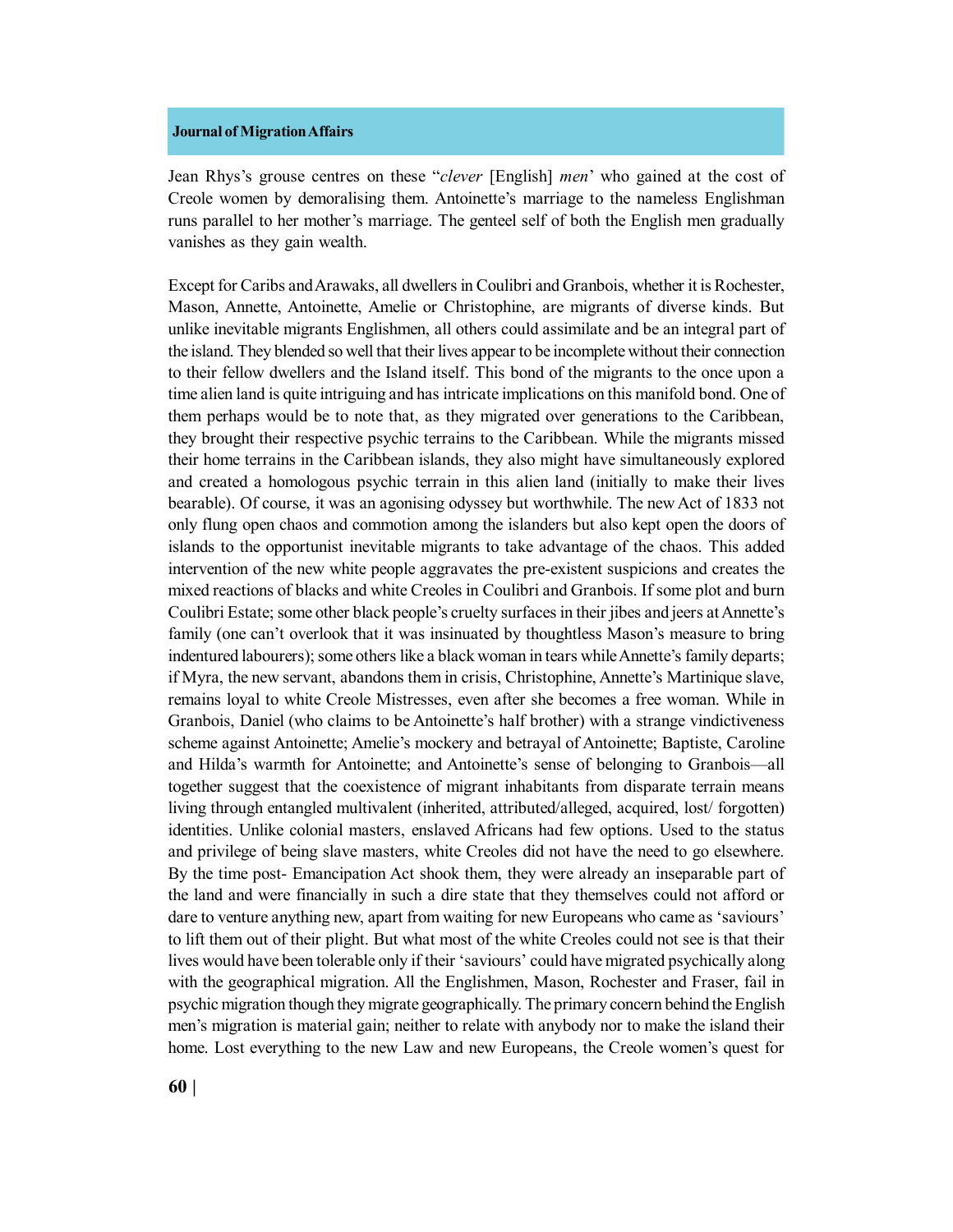Jean Rhys's grouse centres on these "*clever* [English] *men*' who gained at the cost of Creole women by demoralising them. Antoinette's marriage to the nameless Englishman runs parallel to her mother's marriage. The genteel self of both the English men gradually vanishes as they gain wealth.

Except for Caribs and Arawaks, all dwellers in Coulibri and Granbois, whether it is Rochester, Mason, Annette, Antoinette, Amelie or Christophine, are migrants of diverse kinds. But unlike inevitable migrants Englishmen, all others could assimilate and be an integral part of the island. They blended so well that their lives appear to be incomplete without their connection to their fellow dwellers and the Island itself. This bond of the migrants to the once upon a time alien land is quite intriguing and has intricate implications on this manifold bond. One of them perhaps would be to note that, as they migrated over generations to the Caribbean, they brought their respective psychic terrains to the Caribbean. While the migrants missed their home terrains in the Caribbean islands, they also might have simultaneously explored and created a homologous psychic terrain in this alien land (initially to make their lives bearable). Of course, it was an agonising odyssey but worthwhile. The new Act of 1833 not only flung open chaos and commotion among the islanders but also kept open the doors of islands to the opportunist inevitable migrants to take advantage of the chaos. This added intervention of the new white people aggravates the pre-existent suspicions and creates the mixed reactions of blacks and white Creoles in Coulibri and Granbois. If some plot and burn Coulibri Estate; some other black people's cruelty surfaces in their jibes and jeers at Annette's family (one can't overlook that it was insinuated by thoughtless Mason's measure to bring indentured labourers); some others like a black woman in tears while Annette's family departs; if Myra, the new servant, abandons them in crisis, Christophine, Annette's Martinique slave, remains loyal to white Creole Mistresses, even after she becomes a free woman. While in Granbois, Daniel (who claims to be Antoinette's half brother) with a strange vindictiveness scheme against Antoinette; Amelie's mockery and betrayal of Antoinette; Baptiste, Caroline and Hilda's warmth for Antoinette; and Antoinette's sense of belonging to Granbois—all together suggest that the coexistence of migrant inhabitants from disparate terrain means living through entangled multivalent (inherited, attributed/alleged, acquired, lost/ forgotten) identities. Unlike colonial masters, enslaved Africans had few options. Used to the status and privilege of being slave masters, white Creoles did not have the need to go elsewhere. By the time post- Emancipation Act shook them, they were already an inseparable part of the land and were financially in such a dire state that they themselves could not afford or dare to venture anything new, apart from waiting for new Europeans who came as 'saviours' to lift them out of their plight. But what most of the white Creoles could not see is that their lives would have been tolerable only if their 'saviours' could have migrated psychically along with the geographical migration. All the Englishmen, Mason, Rochester and Fraser, fail in psychic migration though they migrate geographically. The primary concern behind the English men's migration is material gain; neither to relate with anybody nor to make the island their home. Lost everything to the new Law and new Europeans, the Creole women's quest for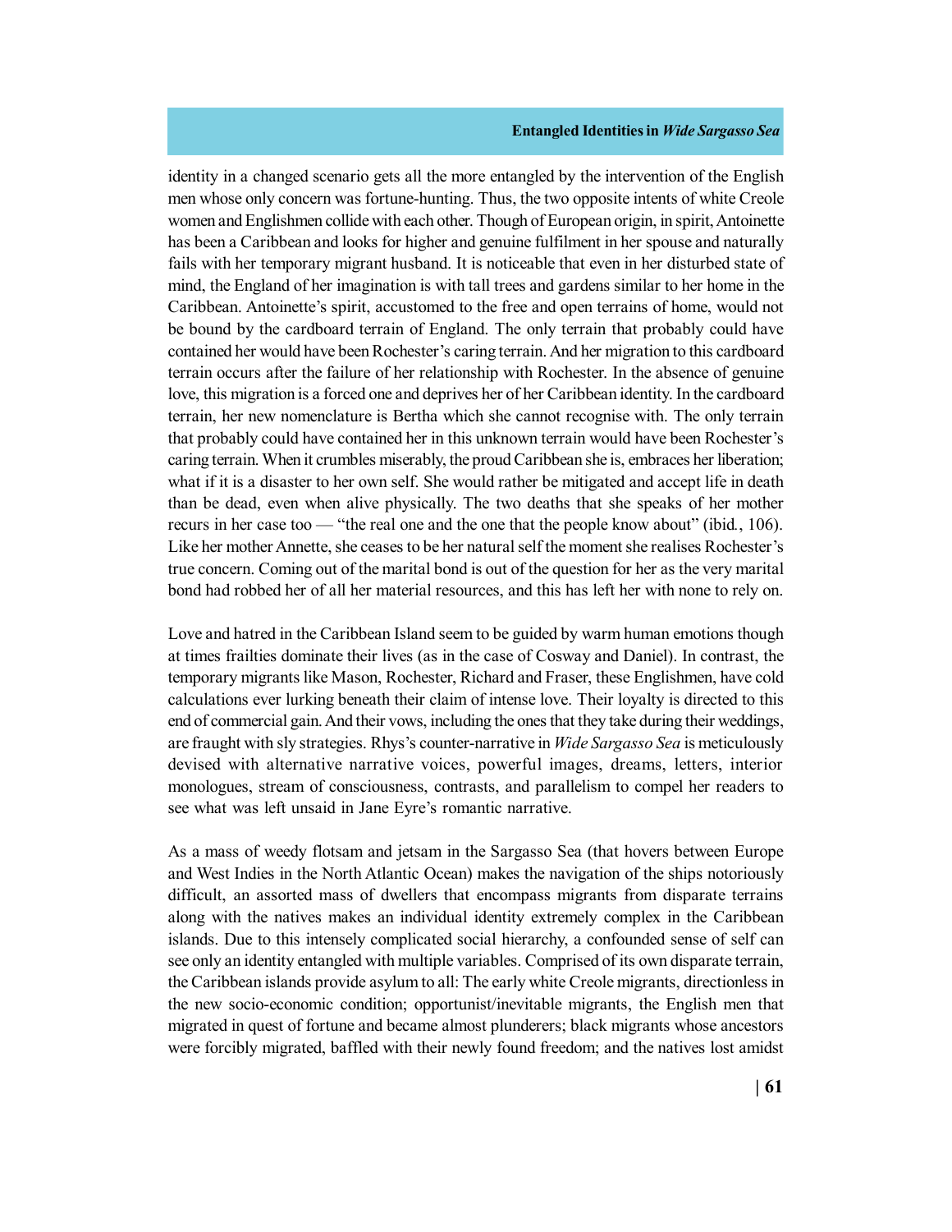identity in a changed scenario gets all the more entangled by the intervention of the English men whose only concern was fortune-hunting. Thus, the two opposite intents of white Creole women and Englishmen collide with each other. Though of European origin, in spirit, Antoinette has been a Caribbean and looks for higher and genuine fulfilment in her spouse and naturally fails with her temporary migrant husband. It is noticeable that even in her disturbed state of mind, the England of her imagination is with tall trees and gardens similar to her home in the Caribbean. Antoinette's spirit, accustomed to the free and open terrains of home, would not be bound by the cardboard terrain of England. The only terrain that probably could have contained her would have been Rochester's caring terrain. And her migration to this cardboard terrain occurs after the failure of her relationship with Rochester. In the absence of genuine love, this migration is a forced one and deprives her of her Caribbean identity. In the cardboard terrain, her new nomenclature is Bertha which she cannot recognise with. The only terrain that probably could have contained her in this unknown terrain would have been Rochester's caring terrain. When it crumbles miserably, the proud Caribbean she is, embraces her liberation; what if it is a disaster to her own self. She would rather be mitigated and accept life in death than be dead, even when alive physically. The two deaths that she speaks of her mother recurs in her case too — "the real one and the one that the people know about" (ibid., 106). Like her mother Annette, she ceases to be her natural self the moment she realises Rochester's true concern. Coming out of the marital bond is out of the question for her as the very marital bond had robbed her of all her material resources, and this has left her with none to rely on.

Love and hatred in the Caribbean Island seem to be guided by warm human emotions though at times frailties dominate their lives (as in the case of Cosway and Daniel). In contrast, the temporary migrants like Mason, Rochester, Richard and Fraser, these Englishmen, have cold calculations ever lurking beneath their claim of intense love. Their loyalty is directed to this end of commercial gain. And their vows, including the ones that they take during their weddings, are fraught with sly strategies. Rhys's counter-narrative in *Wide Sargasso Sea* is meticulously devised with alternative narrative voices, powerful images, dreams, letters, interior monologues, stream of consciousness, contrasts, and parallelism to compel her readers to see what was left unsaid in Jane Eyre's romantic narrative.

As a mass of weedy flotsam and jetsam in the Sargasso Sea (that hovers between Europe and West Indies in the North Atlantic Ocean) makes the navigation of the ships notoriously difficult, an assorted mass of dwellers that encompass migrants from disparate terrains along with the natives makes an individual identity extremely complex in the Caribbean islands. Due to this intensely complicated social hierarchy, a confounded sense of self can see only an identity entangled with multiple variables. Comprised of its own disparate terrain, the Caribbean islands provide asylum to all: The early white Creole migrants, directionless in the new socio-economic condition; opportunist/inevitable migrants, the English men that migrated in quest of fortune and became almost plunderers; black migrants whose ancestors were forcibly migrated, baffled with their newly found freedom; and the natives lost amidst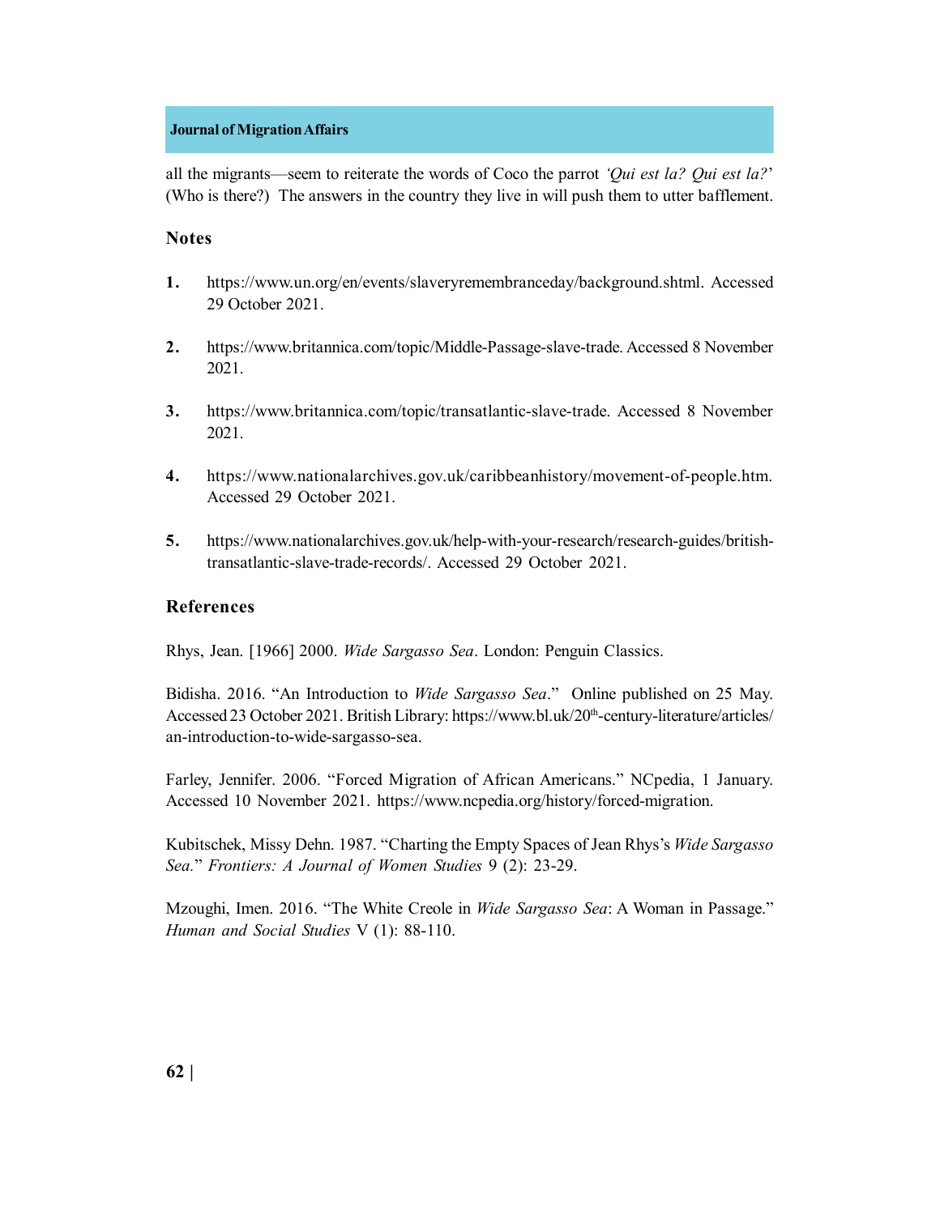all the migrants—seem to reiterate the words of Coco the parrot *'Qui est la? Qui est la?'* (Who is there?) The answers in the country they live in will push them to utter bafflement.

## Notes

1. https://www.un.org/en/events/slaveryremembranceday/background.shtml. Accessed 29 October 2021.

2. https://www.britannica.com/topic/Middle-Passage-slave-trade. Accessed 8 November 2021.

3. https://www.britannica.com/topic/transatlantic-slave-trade. Accessed 8 November 2021.

4. https://www.nationalarchives.gov.uk/caribbeanhistory/movement-of-people.htm. Accessed 29 October 2021.

5. https://www.nationalarchives.gov.uk/help-with-your-research/research-guides/british-transatlantic-slave-trade-records/. Accessed 29 October 2021.

## References

Rhys, Jean. [1966] 2000. *Wide Sargasso Sea*. London: Penguin Classics.

Bidisha. 2016. "An Introduction to *Wide Sargasso Sea*." Online published on 25 May. Accessed 23 October 2021. British Library: https://www.bl.uk/20th-century-literature/articles/an-introduction-to-wide-sargasso-sea.

Farley, Jennifer. 2006. "Forced Migration of African Americans." NCpedia, 1 January. Accessed 10 November 2021. https://www.ncpedia.org/history/forced-migration.

Kubitschek, Missy Dehn. 1987. "Charting the Empty Spaces of Jean Rhys's *Wide Sargasso Sea.*" *Frontiers: A Journal of Women Studies* 9 (2): 23-29.

Mzoughi, Imen. 2016. "The White Creole in *Wide Sargasso Sea*: A Woman in Passage." *Human and Social Studies* V (1): 88-110.